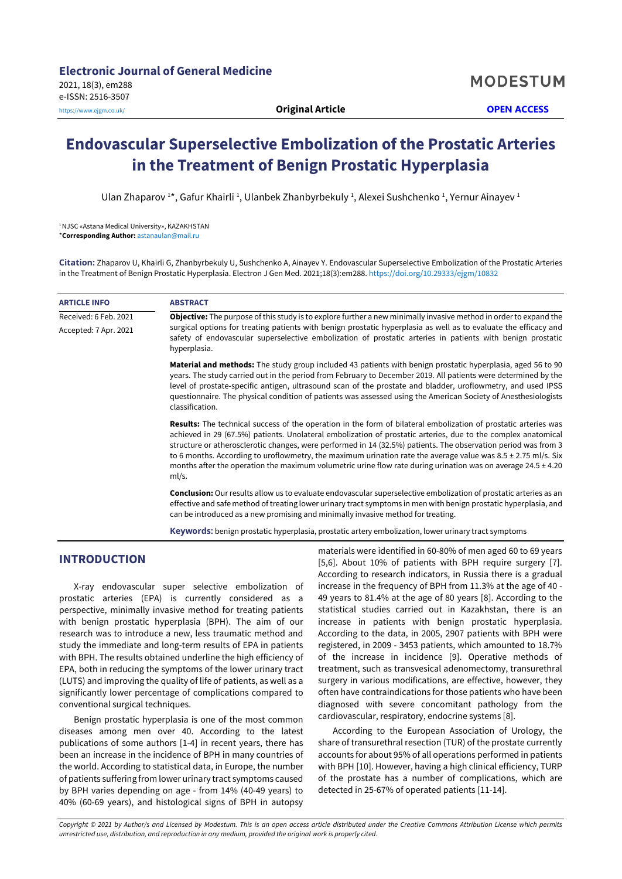# Endovascular Superselective Embolization of the Prostatic Arteries in the Treatment of Benign Prostatic Hyperplasia

Ulan Zhaparov [1]*, Gafur Khairli [1], Ulanbek Zhanbyrbekuly [1], Alexei Sushchenko [1], Yernur Ainayev [1]

[1] NJSC «Astana Medical University», KAZAKHSTAN

***Corresponding Author:** astanaulan@mail.ru

**Citation:** Zhaparov U, Khairli G, Zhanbyrbekuly U, Sushchenko A, Ainayev Y. Endovascular Superselective Embolization of the Prostatic Arteries in the Treatment of Benign Prostatic Hyperplasia. Electron J Gen Med. 2021;18(3):em288. https://doi.org/10.29333/ejgm/10832

**ARTICLE INFO**

Received: 6 Feb. 2021

Accepted: 7 Apr. 2021

**ABSTRACT**

**Objective:** The purpose of this study is to explore further a new minimally invasive method in order to expand the surgical options for treating patients with benign prostatic hyperplasia as well as to evaluate the efficacy and safety of endovascular superselective embolization of prostatic arteries in patients with benign prostatic hyperplasia.

**Material and methods:** The study group included 43 patients with benign prostatic hyperplasia, aged 56 to 90 years. The study carried out in the period from February to December 2019. All patients were determined by the level of prostate-specific antigen, ultrasound scan of the prostate and bladder, uroflowmetry, and used IPSS questionnaire. The physical condition of patients was assessed using the American Society of Anesthesiologists classification.

**Results:** The technical success of the operation in the form of bilateral embolization of prostatic arteries was achieved in 29 (67.5%) patients. Unolateral embolization of prostatic arteries, due to the complex anatomical structure or atherosclerotic changes, were performed in 14 (32.5%) patients. The observation period was from 3 to 6 months. According to uroflowmetry, the maximum urination rate the average value was 8.5 ± 2.75 ml/s. Six months after the operation the maximum volumetric urine flow rate during urination was on average 24.5 ± 4.20 ml/s.

**Conclusion:** Our results allow us to evaluate endovascular superselective embolization of prostatic arteries as an effective and safe method of treating lower urinary tract symptoms in men with benign prostatic hyperplasia, and can be introduced as a new promising and minimally invasive method for treating.

**Keywords:** benign prostatic hyperplasia, prostatic artery embolization, lower urinary tract symptoms

## INTRODUCTION

X-ray endovascular super selective embolization of prostatic arteries (EPA) is currently considered as a perspective, minimally invasive method for treating patients with benign prostatic hyperplasia (BPH). The aim of our research was to introduce a new, less traumatic method and study the immediate and long-term results of EPA in patients with BPH. The results obtained underline the high efficiency of EPA, both in reducing the symptoms of the lower urinary tract (LUTS) and improving the quality of life of patients, as well as a significantly lower percentage of complications compared to conventional surgical techniques.

Benign prostatic hyperplasia is one of the most common diseases among men over 40. According to the latest publications of some authors [1-4] in recent years, there has been an increase in the incidence of BPH in many countries of the world. According to statistical data, in Europe, the number of patients suffering from lower urinary tract symptoms caused by BPH varies depending on age - from 14% (40-49 years) to 40% (60-69 years), and histological signs of BPH in autopsy materials were identified in 60-80% of men aged 60 to 69 years [5,6]. About 10% of patients with BPH require surgery [7]. According to research indicators, in Russia there is a gradual increase in the frequency of BPH from 11.3% at the age of 40 - 49 years to 81.4% at the age of 80 years [8]. According to the statistical studies carried out in Kazakhstan, there is an increase in patients with benign prostatic hyperplasia. According to the data, in 2005, 2907 patients with BPH were registered, in 2009 - 3453 patients, which amounted to 18.7% of the increase in incidence [9]. Operative methods of treatment, such as transvesical adenomectomy, transurethral surgery in various modifications, are effective, however, they often have contraindications for those patients who have been diagnosed with severe concomitant pathology from the cardiovascular, respiratory, endocrine systems [8].

According to the European Association of Urology, the share of transurethral resection (TUR) of the prostate currently accounts for about 95% of all operations performed in patients with BPH [10]. However, having a high clinical efficiency, TURP of the prostate has a number of complications, which are detected in 25-67% of operated patients [11-14].

*Copyright © 2021 by Author/s and Licensed by Modestum. This is an open access article distributed under the Creative Commons Attribution License which permits unrestricted use, distribution, and reproduction in any medium, provided the original work is properly cited.*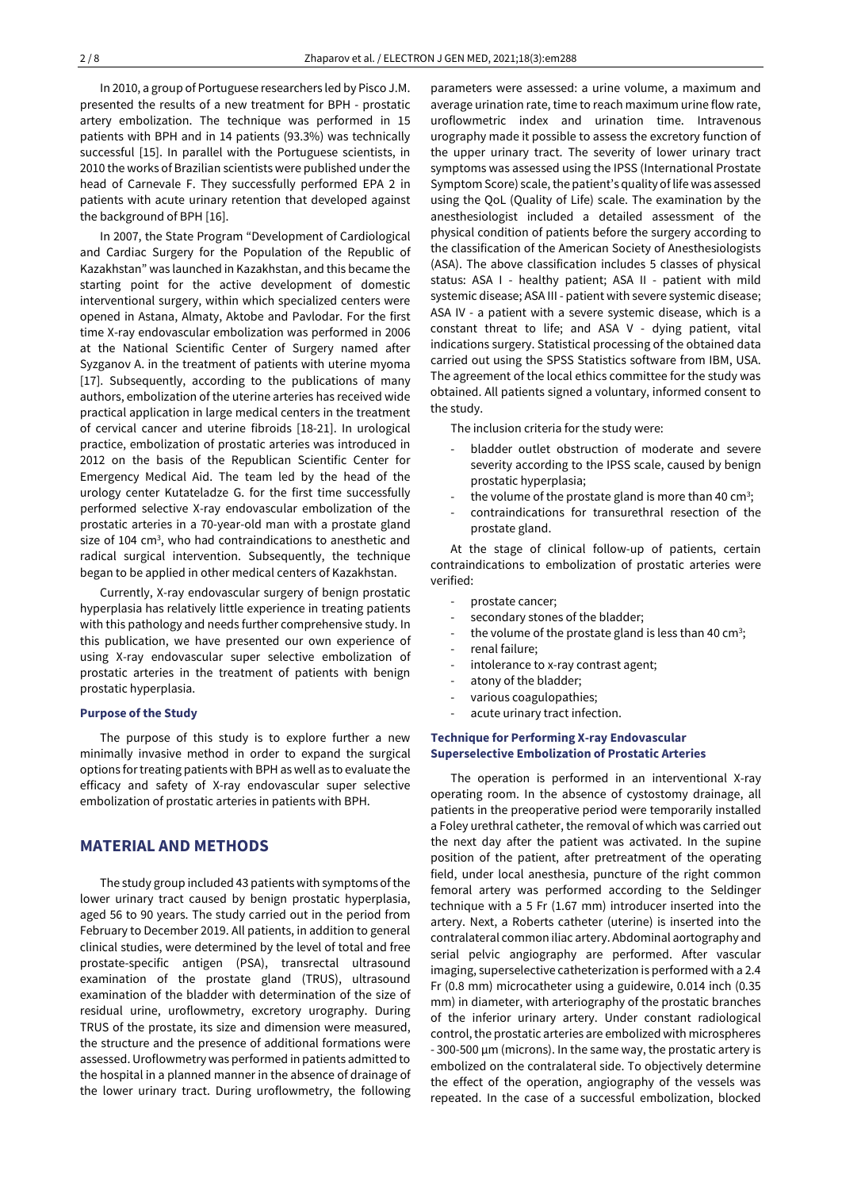In 2010, a group of Portuguese researchers led by Pisco J.M. presented the results of a new treatment for BPH - prostatic artery embolization. The technique was performed in 15 patients with BPH and in 14 patients (93.3%) was technically successful [15]. In parallel with the Portuguese scientists, in 2010 the works of Brazilian scientists were published under the head of Carnevale F. They successfully performed EPA 2 in patients with acute urinary retention that developed against the background of BPH [16].

In 2007, the State Program "Development of Cardiological and Cardiac Surgery for the Population of the Republic of Kazakhstan" was launched in Kazakhstan, and this became the starting point for the active development of domestic interventional surgery, within which specialized centers were opened in Astana, Almaty, Aktobe and Pavlodar. For the first time X-ray endovascular embolization was performed in 2006 at the National Scientific Center of Surgery named after Syzganov A. in the treatment of patients with uterine myoma [17]. Subsequently, according to the publications of many authors, embolization of the uterine arteries has received wide practical application in large medical centers in the treatment of cervical cancer and uterine fibroids [18-21]. In urological practice, embolization of prostatic arteries was introduced in 2012 on the basis of the Republican Scientific Center for Emergency Medical Aid. The team led by the head of the urology center Kutateladze G. for the first time successfully performed selective X-ray endovascular embolization of the prostatic arteries in a 70-year-old man with a prostate gland size of 104 cm$^3$, who had contraindications to anesthetic and radical surgical intervention. Subsequently, the technique began to be applied in other medical centers of Kazakhstan.

Currently, X-ray endovascular surgery of benign prostatic hyperplasia has relatively little experience in treating patients with this pathology and needs further comprehensive study. In this publication, we have presented our own experience of using X-ray endovascular super selective embolization of prostatic arteries in the treatment of patients with benign prostatic hyperplasia.

### Purpose of the Study

The purpose of this study is to explore further a new minimally invasive method in order to expand the surgical options for treating patients with BPH as well as to evaluate the efficacy and safety of X-ray endovascular super selective embolization of prostatic arteries in patients with BPH.

## MATERIAL AND METHODS

The study group included 43 patients with symptoms of the lower urinary tract caused by benign prostatic hyperplasia, aged 56 to 90 years. The study carried out in the period from February to December 2019. All patients, in addition to general clinical studies, were determined by the level of total and free prostate-specific antigen (PSA), transrectal ultrasound examination of the prostate gland (TRUS), ultrasound examination of the bladder with determination of the size of residual urine, uroflowmetry, excretory urography. During TRUS of the prostate, its size and dimension were measured, the structure and the presence of additional formations were assessed. Uroflowmetry was performed in patients admitted to the hospital in a planned manner in the absence of drainage of the lower urinary tract. During uroflowmetry, the following parameters were assessed: a urine volume, a maximum and average urination rate, time to reach maximum urine flow rate, uroflowmetric index and urination time. Intravenous urography made it possible to assess the excretory function of the upper urinary tract. The severity of lower urinary tract symptoms was assessed using the IPSS (International Prostate Symptom Score) scale, the patient's quality of life was assessed using the QoL (Quality of Life) scale. The examination by the anesthesiologist included a detailed assessment of the physical condition of patients before the surgery according to the classification of the American Society of Anesthesiologists (ASA). The above classification includes 5 classes of physical status: ASA I - healthy patient; ASA II - patient with mild systemic disease; ASA III - patient with severe systemic disease; ASA IV - a patient with a severe systemic disease, which is a constant threat to life; and ASA V - dying patient, vital indications surgery. Statistical processing of the obtained data carried out using the SPSS Statistics software from IBM, USA. The agreement of the local ethics committee for the study was obtained. All patients signed a voluntary, informed consent to the study.

The inclusion criteria for the study were:

- bladder outlet obstruction of moderate and severe severity according to the IPSS scale, caused by benign prostatic hyperplasia;
- the volume of the prostate gland is more than 40 cm$^3$;
- contraindications for transurethral resection of the prostate gland.

At the stage of clinical follow-up of patients, certain contraindications to embolization of prostatic arteries were verified:

- prostate cancer;
- secondary stones of the bladder;
- the volume of the prostate gland is less than 40 cm$^3$;
- renal failure;
- intolerance to x-ray contrast agent;
- atony of the bladder;
- various coagulopathies;
- acute urinary tract infection.

### Technique for Performing X-ray Endovascular Superselective Embolization of Prostatic Arteries

The operation is performed in an interventional X-ray operating room. In the absence of cystostomy drainage, all patients in the preoperative period were temporarily installed a Foley urethral catheter, the removal of which was carried out the next day after the patient was activated. In the supine position of the patient, after pretreatment of the operating field, under local anesthesia, puncture of the right common femoral artery was performed according to the Seldinger technique with a 5 Fr (1.67 mm) introducer inserted into the artery. Next, a Roberts catheter (uterine) is inserted into the contralateral common iliac artery. Abdominal aortography and serial pelvic angiography are performed. After vascular imaging, superselective catheterization is performed with a 2.4 Fr (0.8 mm) microcatheter using a guidewire, 0.014 inch (0.35 mm) in diameter, with arteriography of the prostatic branches of the inferior urinary artery. Under constant radiological control, the prostatic arteries are embolized with microspheres - 300-500 µm (microns). In the same way, the prostatic artery is embolized on the contralateral side. To objectively determine the effect of the operation, angiography of the vessels was repeated. In the case of a successful embolization, blocked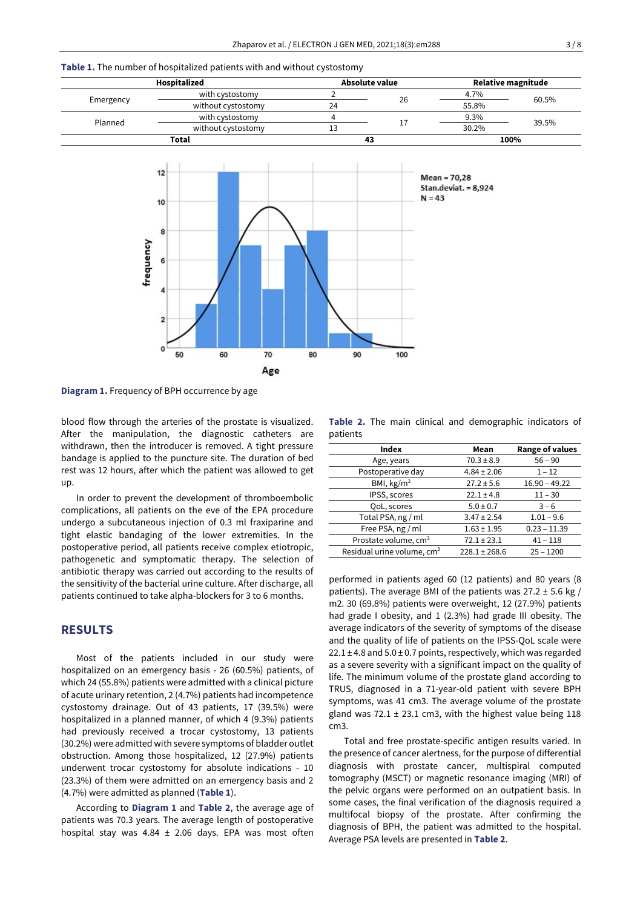**Table 1.** The number of hospitalized patients with and without cystostomy

| Hospitalized | | Absolute value | | Relative magnitude | |
|---|---|---|---|---|---|
| Emergency | with cystostomy | 2 | 26 | 4.7% | 60.5% |
| | without cystostomy | 24 | | 55.8% | |
| Planned | with cystostomy | 4 | 17 | 9.3% | 39.5% |
| | without cystostomy | 13 | | 30.2% | |
| **Total** | | **43** | | **100%** | |

**Diagram 1.** Frequency of BPH occurrence by age

blood flow through the arteries of the prostate is visualized. After the manipulation, the diagnostic catheters are withdrawn, then the introducer is removed. A tight pressure bandage is applied to the puncture site. The duration of bed rest was 12 hours, after which the patient was allowed to get up.

In order to prevent the development of thromboembolic complications, all patients on the eve of the EPA procedure undergo a subcutaneous injection of 0.3 ml fraxiparine and tight elastic bandaging of the lower extremities. In the postoperative period, all patients receive complex etiotropic, pathogenetic and symptomatic therapy. The selection of antibiotic therapy was carried out according to the results of the sensitivity of the bacterial urine culture. After discharge, all patients continued to take alpha-blockers for 3 to 6 months.

## RESULTS

Most of the patients included in our study were hospitalized on an emergency basis - 26 (60.5%) patients, of which 24 (55.8%) patients were admitted with a clinical picture of acute urinary retention, 2 (4.7%) patients had incompetence cystostomy drainage. Out of 43 patients, 17 (39.5%) were hospitalized in a planned manner, of which 4 (9.3%) patients had previously received a trocar cystostomy, 13 patients (30.2%) were admitted with severe symptoms of bladder outlet obstruction. Among those hospitalized, 12 (27.9%) patients underwent trocar cystostomy for absolute indications - 10 (23.3%) of them were admitted on an emergency basis and 2 (4.7%) were admitted as planned (**Table 1**).

According to **Diagram 1** and **Table 2**, the average age of patients was 70.3 years. The average length of postoperative hospital stay was 4.84 ± 2.06 days. EPA was most often performed in patients aged 60 (12 patients) and 80 years (8 patients). The average BMI of the patients was 27.2 ± 5.6 kg / m2. 30 (69.8%) patients were overweight, 12 (27.9%) patients had grade I obesity, and 1 (2.3%) had grade III obesity. The average indicators of the severity of symptoms of the disease and the quality of life of patients on the IPSS-QoL scale were 22.1 ± 4.8 and 5.0 ± 0.7 points, respectively, which was regarded as a severe severity with a significant impact on the quality of life. The minimum volume of the prostate gland according to TRUS, diagnosed in a 71-year-old patient with severe BPH symptoms, was 41 cm3. The average volume of the prostate gland was 72.1 ± 23.1 cm3, with the highest value being 118 cm3.

**Table 2.** The main clinical and demographic indicators of patients

| Index | Mean | Range of values |
|---|---|---|
| Age, years | 70.3 ± 8.9 | 56 – 90 |
| Postoperative day | 4.84 ± 2.06 | 1 – 12 |
| BMI, kg/m$^2$ | 27.2 ± 5.6 | 16.90 – 49.22 |
| IPSS, scores | 22.1 ± 4.8 | 11 – 30 |
| QoL, scores | 5.0 ± 0.7 | 3 – 6 |
| Total PSA, ng / ml | 3.47 ± 2.54 | 1.01 – 9.6 |
| Free PSA, ng / ml | 1.63 ± 1.95 | 0.23 – 11.39 |
| Prostate volume, cm$^3$ | 72.1 ± 23.1 | 41 – 118 |
| Residual urine volume, cm$^3$ | 228.1 ± 268.6 | 25 – 1200 |

Total and free prostate-specific antigen results varied. In the presence of cancer alertness, for the purpose of differential diagnosis with prostate cancer, multispiral computed tomography (MSCT) or magnetic resonance imaging (MRI) of the pelvic organs were performed on an outpatient basis. In some cases, the final verification of the diagnosis required a multifocal biopsy of the prostate. After confirming the diagnosis of BPH, the patient was admitted to the hospital. Average PSA levels are presented in **Table 2**.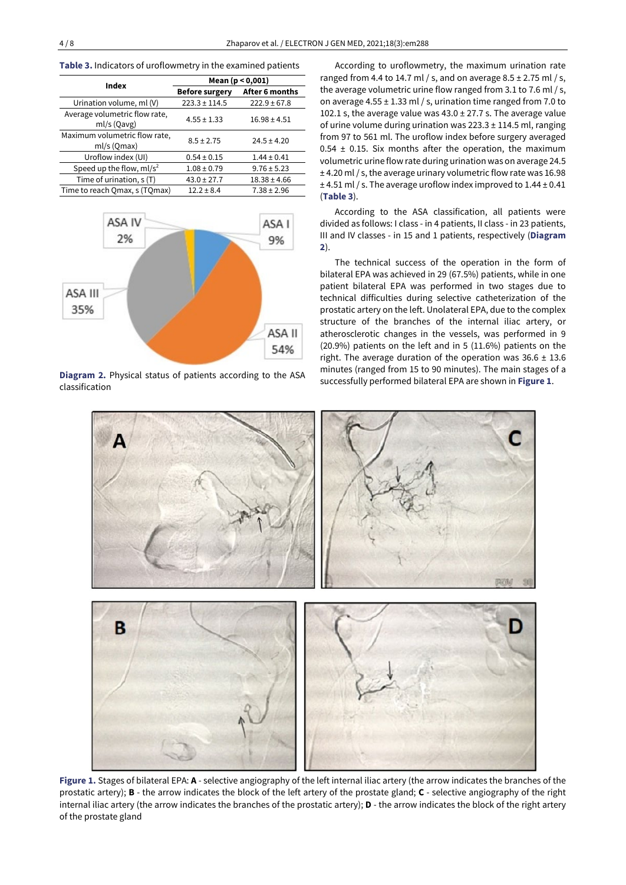**Table 3.** Indicators of uroflowmetry in the examined patients

| Index | Mean (p < 0,001) | |
|---|---|---|
| | **Before surgery** | **After 6 months** |
| Urination volume, ml (V) | 223.3 ± 114.5 | 222.9 ± 67.8 |
| Average volumetric flow rate, ml/s (Qavg) | 4.55 ± 1.33 | 16.98 ± 4.51 |
| Maximum volumetric flow rate, ml/s (Qmax) | 8.5 ± 2.75 | 24.5 ± 4.20 |
| Uroflow index (UI) | 0.54 ± 0.15 | 1.44 ± 0.41 |
| Speed up the flow, ml/s$^2$ | 1.08 ± 0.79 | 9.76 ± 5.23 |
| Time of urination, s (T) | 43.0 ± 27.7 | 18.38 ± 4.66 |
| Time to reach Qmax, s (TQmax) | 12.2 ± 8.4 | 7.38 ± 2.96 |

**Diagram 2.** Physical status of patients according to the ASA classification

According to uroflowmetry, the maximum urination rate ranged from 4.4 to 14.7 ml / s, and on average 8.5 ± 2.75 ml / s, the average volumetric urine flow ranged from 3.1 to 7.6 ml / s, on average 4.55 ± 1.33 ml / s, urination time ranged from 7.0 to 102.1 s, the average value was 43.0 ± 27.7 s. The average value of urine volume during urination was 223.3 ± 114.5 ml, ranging from 97 to 561 ml. The uroflow index before surgery averaged 0.54 ± 0.15. Six months after the operation, the maximum volumetric urine flow rate during urination was on average 24.5 ± 4.20 ml / s, the average urinary volumetric flow rate was 16.98 ± 4.51 ml / s. The average uroflow index improved to 1.44 ± 0.41 (**Table 3**).

According to the ASA classification, all patients were divided as follows: I class - in 4 patients, II class - in 23 patients, III and IV classes - in 15 and 1 patients, respectively (**Diagram 2**).

The technical success of the operation in the form of bilateral EPA was achieved in 29 (67.5%) patients, while in one patient bilateral EPA was performed in two stages due to technical difficulties during selective catheterization of the prostatic artery on the left. Unolateral EPA, due to the complex structure of the branches of the internal iliac artery, or atherosclerotic changes in the vessels, was performed in 9 (20.9%) patients on the left and in 5 (11.6%) patients on the right. The average duration of the operation was 36.6 ± 13.6 minutes (ranged from 15 to 90 minutes). The main stages of a successfully performed bilateral EPA are shown in **Figure 1**.

**Figure 1.** Stages of bilateral EPA: **A** - selective angiography of the left internal iliac artery (the arrow indicates the branches of the prostatic artery); **B** - the arrow indicates the block of the left artery of the prostate gland; **C** - selective angiography of the right internal iliac artery (the arrow indicates the branches of the prostatic artery); **D** - the arrow indicates the block of the right artery of the prostate gland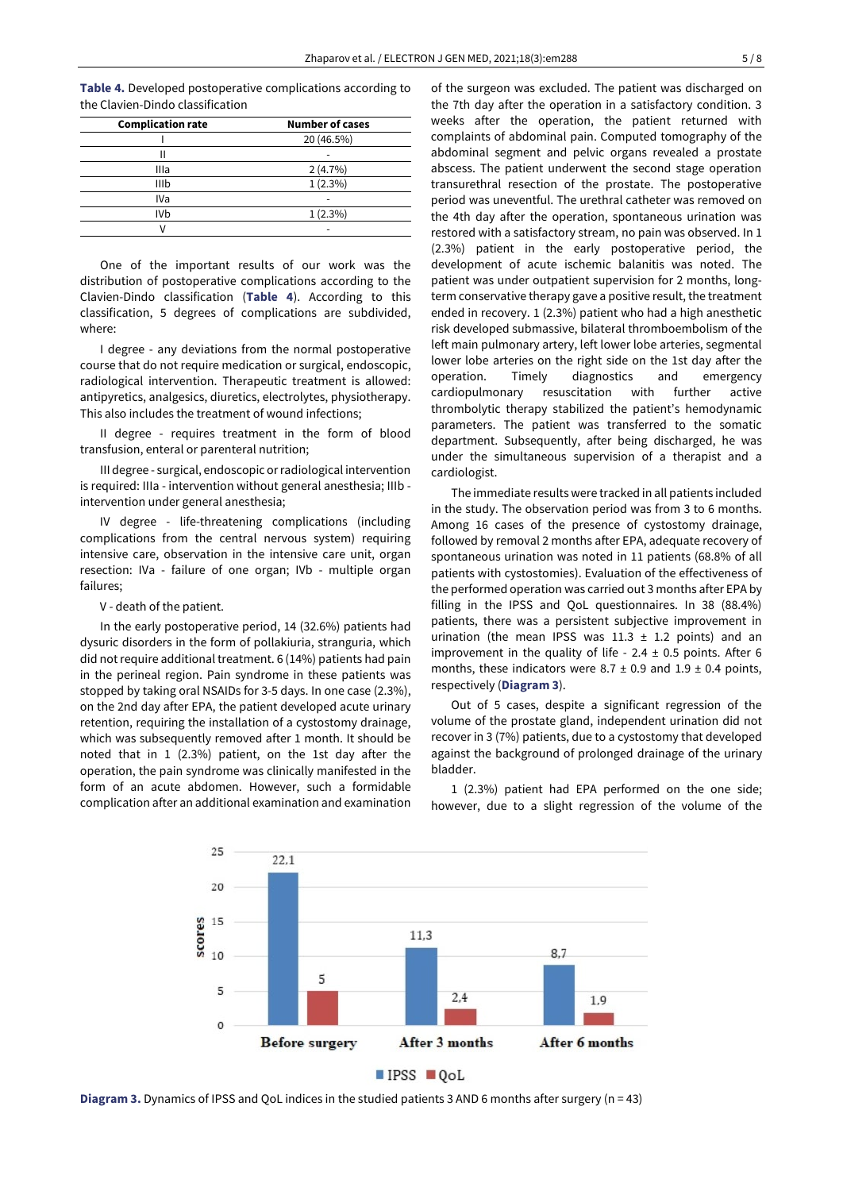**Table 4.** Developed postoperative complications according to the Clavien-Dindo classification

| Complication rate | Number of cases |
|---|---|
| I | 20 (46.5%) |
| II | - |
| IIIa | 2 (4.7%) |
| IIIb | 1 (2.3%) |
| IVa | - |
| IVb | 1 (2.3%) |
| V | - |

One of the important results of our work was the distribution of postoperative complications according to the Clavien-Dindo classification (**Table 4**). According to this classification, 5 degrees of complications are subdivided, where:

I degree - any deviations from the normal postoperative course that do not require medication or surgical, endoscopic, radiological intervention. Therapeutic treatment is allowed: antipyretics, analgesics, diuretics, electrolytes, physiotherapy. This also includes the treatment of wound infections;

II degree - requires treatment in the form of blood transfusion, enteral or parenteral nutrition;

III degree - surgical, endoscopic or radiological intervention is required: IIIa - intervention without general anesthesia; IIIb - intervention under general anesthesia;

IV degree - life-threatening complications (including complications from the central nervous system) requiring intensive care, observation in the intensive care unit, organ resection: IVa - failure of one organ; IVb - multiple organ failures;

V - death of the patient.

In the early postoperative period, 14 (32.6%) patients had dysuric disorders in the form of pollakiuria, stranguria, which did not require additional treatment. 6 (14%) patients had pain in the perineal region. Pain syndrome in these patients was stopped by taking oral NSAIDs for 3-5 days. In one case (2.3%), on the 2nd day after EPA, the patient developed acute urinary retention, requiring the installation of a cystostomy drainage, which was subsequently removed after 1 month. It should be noted that in 1 (2.3%) patient, on the 1st day after the operation, the pain syndrome was clinically manifested in the form of an acute abdomen. However, such a formidable complication after an additional examination and examination of the surgeon was excluded. The patient was discharged on the 7th day after the operation in a satisfactory condition. 3 weeks after the operation, the patient returned with complaints of abdominal pain. Computed tomography of the abdominal segment and pelvic organs revealed a prostate abscess. The patient underwent the second stage operation transurethral resection of the prostate. The postoperative period was uneventful. The urethral catheter was removed on the 4th day after the operation, spontaneous urination was restored with a satisfactory stream, no pain was observed. In 1 (2.3%) patient in the early postoperative period, the development of acute ischemic balanitis was noted. The patient was under outpatient supervision for 2 months, long-term conservative therapy gave a positive result, the treatment ended in recovery. 1 (2.3%) patient who had a high anesthetic risk developed submassive, bilateral thromboembolism of the left main pulmonary artery, left lower lobe arteries, segmental lower lobe arteries on the right side on the 1st day after the operation. Timely diagnostics and emergency cardiopulmonary resuscitation with further active thrombolytic therapy stabilized the patient's hemodynamic parameters. The patient was transferred to the somatic department. Subsequently, after being discharged, he was under the simultaneous supervision of a therapist and a cardiologist.

The immediate results were tracked in all patients included in the study. The observation period was from 3 to 6 months. Among 16 cases of the presence of cystostomy drainage, followed by removal 2 months after EPA, adequate recovery of spontaneous urination was noted in 11 patients (68.8% of all patients with cystostomies). Evaluation of the effectiveness of the performed operation was carried out 3 months after EPA by filling in the IPSS and QoL questionnaires. In 38 (88.4%) patients, there was a persistent subjective improvement in urination (the mean IPSS was 11.3 ± 1.2 points) and an improvement in the quality of life - 2.4 ± 0.5 points. After 6 months, these indicators were 8.7 ± 0.9 and 1.9 ± 0.4 points, respectively (**Diagram 3**).

Out of 5 cases, despite a significant regression of the volume of the prostate gland, independent urination did not recover in 3 (7%) patients, due to a cystostomy that developed against the background of prolonged drainage of the urinary bladder.

1 (2.3%) patient had EPA performed on the one side; however, due to a slight regression of the volume of the

| | IPSS | QoL |
|---|---|---|
| Before surgery | 22.1 | 5 |
| After 3 months | 11,3 | 2,4 |
| After 6 months | 8,7 | 1,9 |

**Diagram 3.** Dynamics of IPSS and QoL indices in the studied patients 3 AND 6 months after surgery (n = 43)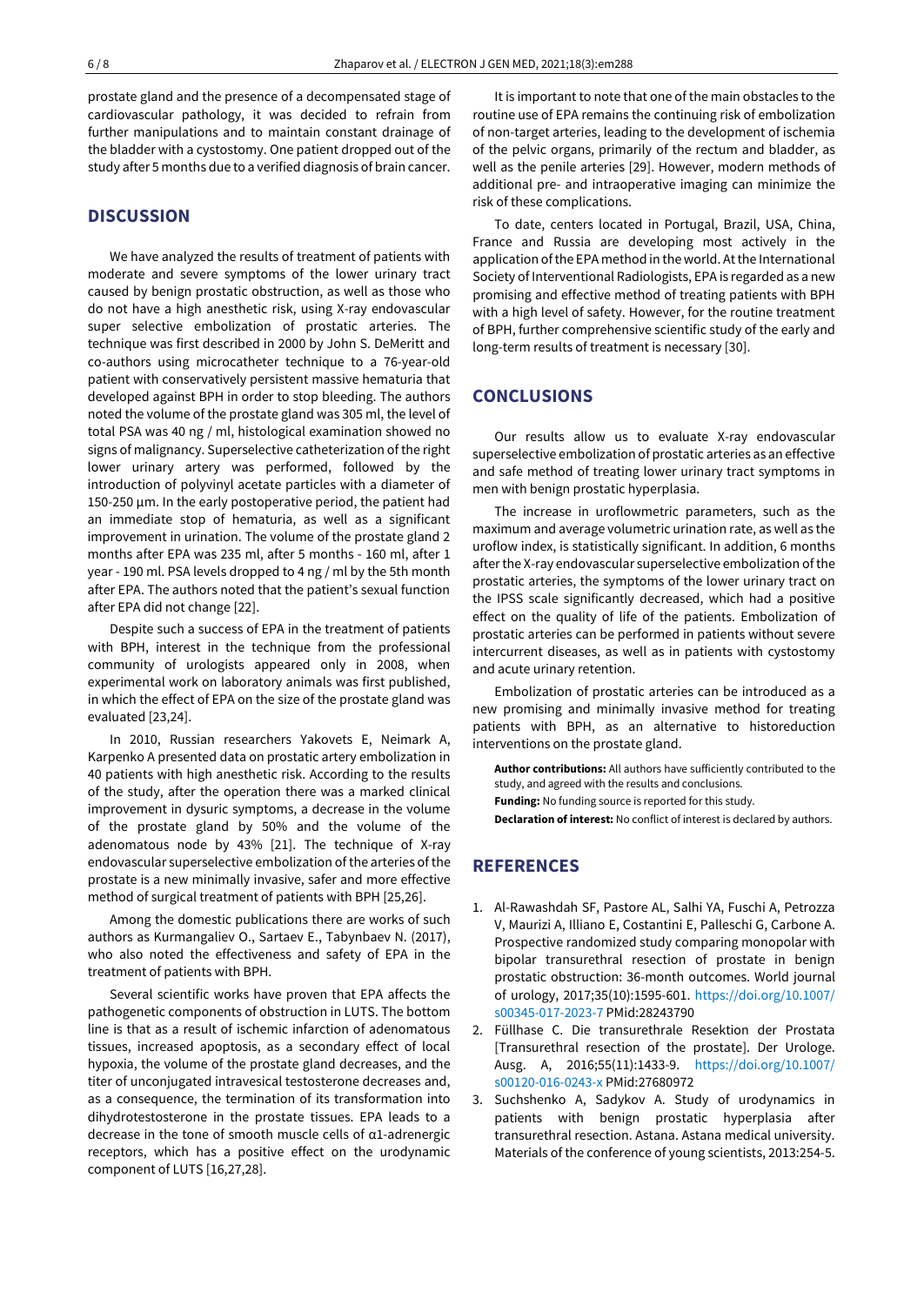prostate gland and the presence of a decompensated stage of cardiovascular pathology, it was decided to refrain from further manipulations and to maintain constant drainage of the bladder with a cystostomy. One patient dropped out of the study after 5 months due to a verified diagnosis of brain cancer.

## DISCUSSION

We have analyzed the results of treatment of patients with moderate and severe symptoms of the lower urinary tract caused by benign prostatic obstruction, as well as those who do not have a high anesthetic risk, using X-ray endovascular super selective embolization of prostatic arteries. The technique was first described in 2000 by John S. DeMeritt and co-authors using microcatheter technique to a 76-year-old patient with conservatively persistent massive hematuria that developed against BPH in order to stop bleeding. The authors noted the volume of the prostate gland was 305 ml, the level of total PSA was 40 ng / ml, histological examination showed no signs of malignancy. Superselective catheterization of the right lower urinary artery was performed, followed by the introduction of polyvinyl acetate particles with a diameter of 150-250 µm. In the early postoperative period, the patient had an immediate stop of hematuria, as well as a significant improvement in urination. The volume of the prostate gland 2 months after EPA was 235 ml, after 5 months - 160 ml, after 1 year - 190 ml. PSA levels dropped to 4 ng / ml by the 5th month after EPA. The authors noted that the patient's sexual function after EPA did not change [22].

Despite such a success of EPA in the treatment of patients with BPH, interest in the technique from the professional community of urologists appeared only in 2008, when experimental work on laboratory animals was first published, in which the effect of EPA on the size of the prostate gland was evaluated [23,24].

In 2010, Russian researchers Yakovets E, Neimark A, Karpenko A presented data on prostatic artery embolization in 40 patients with high anesthetic risk. According to the results of the study, after the operation there was a marked clinical improvement in dysuric symptoms, a decrease in the volume of the prostate gland by 50% and the volume of the adenomatous node by 43% [21]. The technique of X-ray endovascular superselective embolization of the arteries of the prostate is a new minimally invasive, safer and more effective method of surgical treatment of patients with BPH [25,26].

Among the domestic publications there are works of such authors as Kurmangaliev O., Sartaev E., Tabynbaev N. (2017), who also noted the effectiveness and safety of EPA in the treatment of patients with BPH.

Several scientific works have proven that EPA affects the pathogenetic components of obstruction in LUTS. The bottom line is that as a result of ischemic infarction of adenomatous tissues, increased apoptosis, as a secondary effect of local hypoxia, the volume of the prostate gland decreases, and the titer of unconjugated intravesical testosterone decreases and, as a consequence, the termination of its transformation into dihydrotestosterone in the prostate tissues. EPA leads to a decrease in the tone of smooth muscle cells of α1-adrenergic receptors, which has a positive effect on the urodynamic component of LUTS [16,27,28].

It is important to note that one of the main obstacles to the routine use of EPA remains the continuing risk of embolization of non-target arteries, leading to the development of ischemia of the pelvic organs, primarily of the rectum and bladder, as well as the penile arteries [29]. However, modern methods of additional pre- and intraoperative imaging can minimize the risk of these complications.

To date, centers located in Portugal, Brazil, USA, China, France and Russia are developing most actively in the application of the EPA method in the world. At the International Society of Interventional Radiologists, EPA is regarded as a new promising and effective method of treating patients with BPH with a high level of safety. However, for the routine treatment of BPH, further comprehensive scientific study of the early and long-term results of treatment is necessary [30].

## CONCLUSIONS

Our results allow us to evaluate X-ray endovascular superselective embolization of prostatic arteries as an effective and safe method of treating lower urinary tract symptoms in men with benign prostatic hyperplasia.

The increase in uroflowmetric parameters, such as the maximum and average volumetric urination rate, as well as the uroflow index, is statistically significant. In addition, 6 months after the X-ray endovascular superselective embolization of the prostatic arteries, the symptoms of the lower urinary tract on the IPSS scale significantly decreased, which had a positive effect on the quality of life of the patients. Embolization of prostatic arteries can be performed in patients without severe intercurrent diseases, as well as in patients with cystostomy and acute urinary retention.

Embolization of prostatic arteries can be introduced as a new promising and minimally invasive method for treating patients with BPH, as an alternative to historeduction interventions on the prostate gland.

**Author contributions:** All authors have sufficiently contributed to the study, and agreed with the results and conclusions.

**Funding:** No funding source is reported for this study.

**Declaration of interest:** No conflict of interest is declared by authors.

## REFERENCES

1. Al-Rawashdah SF, Pastore AL, Salhi YA, Fuschi A, Petrozza V, Maurizi A, Illiano E, Costantini E, Palleschi G, Carbone A. Prospective randomized study comparing monopolar with bipolar transurethral resection of prostate in benign prostatic obstruction: 36-month outcomes. World journal of urology, 2017;35(10):1595-601. https://doi.org/10.1007/s00345-017-2023-7 PMid:28243790
2. Füllhase C. Die transurethrale Resektion der Prostata [Transurethral resection of the prostate]. Der Urologe. Ausg. A, 2016;55(11):1433-9. https://doi.org/10.1007/s00120-016-0243-x PMid:27680972
3. Suchshenko A, Sadykov A. Study of urodynamics in patients with benign prostatic hyperplasia after transurethral resection. Astana. Astana medical university. Materials of the conference of young scientists, 2013:254-5.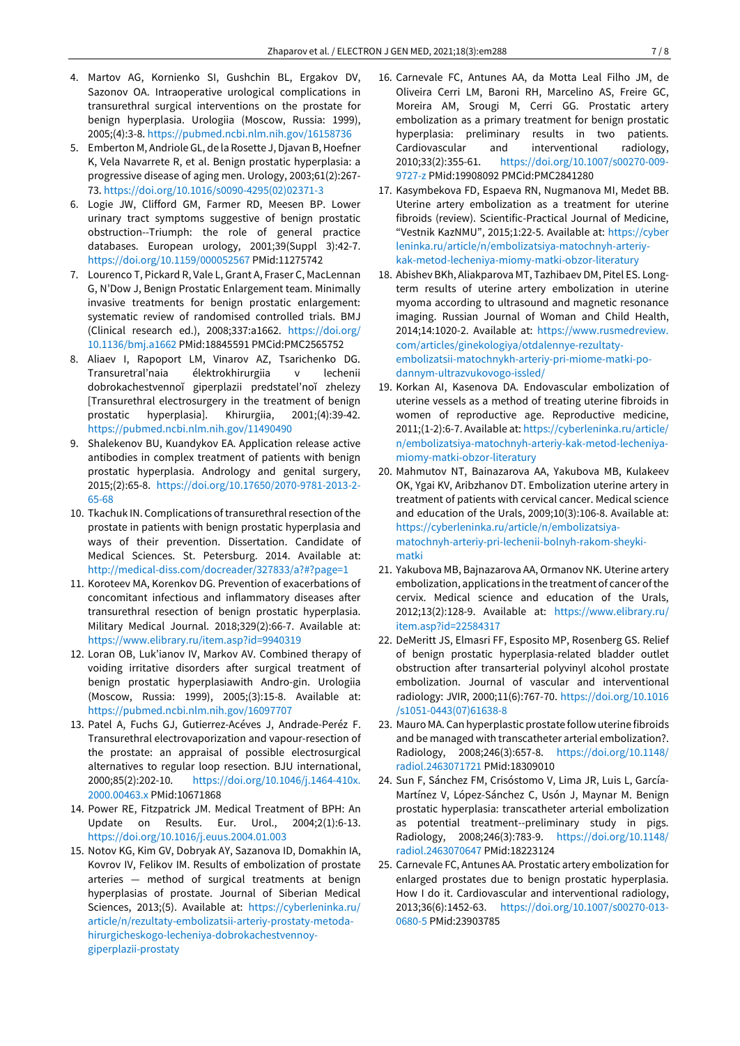4. Martov AG, Kornienko SI, Gushchin BL, Ergakov DV, Sazonov OA. Intraoperative urological complications in transurethral surgical interventions on the prostate for benign hyperplasia. Urologiia (Moscow, Russia: 1999), 2005;(4):3-8. https://pubmed.ncbi.nlm.nih.gov/16158736
5. Emberton M, Andriole GL, de la Rosette J, Djavan B, Hoefner K, Vela Navarrete R, et al. Benign prostatic hyperplasia: a progressive disease of aging men. Urology, 2003;61(2):267-73. https://doi.org/10.1016/s0090-4295(02)02371-3
6. Logie JW, Clifford GM, Farmer RD, Meesen BP. Lower urinary tract symptoms suggestive of benign prostatic obstruction--Triumph: the role of general practice databases. European urology, 2001;39(Suppl 3):42-7. https://doi.org/10.1159/000052567 PMid:11275742
7. Lourenco T, Pickard R, Vale L, Grant A, Fraser C, MacLennan G, N'Dow J, Benign Prostatic Enlargement team. Minimally invasive treatments for benign prostatic enlargement: systematic review of randomised controlled trials. BMJ (Clinical research ed.), 2008;337:a1662. https://doi.org/10.1136/bmj.a1662 PMid:18845591 PMCid:PMC2565752
8. Aliaev I, Rapoport LM, Vinarov AZ, Tsarichenko DG. Transuretral'naia élektrokhirurgiia v lechenii dobrokachestvennoĭ giperplazii predstatel'noĭ zhelezy [Transurethral electrosurgery in the treatment of benign prostatic hyperplasia]. Khirurgiia, 2001;(4):39-42. https://pubmed.ncbi.nlm.nih.gov/11490490
9. Shalekenov BU, Kuandykov EA. Application release active antibodies in complex treatment of patients with benign prostatic hyperplasia. Andrology and genital surgery, 2015;(2):65-8. https://doi.org/10.17650/2070-9781-2013-2-65-68
10. Tkachuk IN. Complications of transurethral resection of the prostate in patients with benign prostatic hyperplasia and ways of their prevention. Dissertation. Candidate of Medical Sciences. St. Petersburg. 2014. Available at: http://medical-diss.com/docreader/327833/a?#?page=1
11. Koroteev MA, Korenkov DG. Prevention of exacerbations of concomitant infectious and inflammatory diseases after transurethral resection of benign prostatic hyperplasia. Military Medical Journal. 2018;329(2):66-7. Available at: https://www.elibrary.ru/item.asp?id=9940319
12. Loran OB, Luk'ianov IV, Markov AV. Combined therapy of voiding irritative disorders after surgical treatment of benign prostatic hyperplasiawith Andro-gin. Urologiia (Moscow, Russia: 1999), 2005;(3):15-8. Available at: https://pubmed.ncbi.nlm.nih.gov/16097707
13. Patel A, Fuchs GJ, Gutierrez-Acéves J, Andrade-Peréz F. Transurethral electrovaporization and vapour-resection of the prostate: an appraisal of possible electrosurgical alternatives to regular loop resection. BJU international, 2000;85(2):202-10. https://doi.org/10.1046/j.1464-410x.2000.00463.x PMid:10671868
14. Power RE, Fitzpatrick JM. Medical Treatment of BPH: An Update on Results. Eur. Urol., 2004;2(1):6-13. https://doi.org/10.1016/j.euus.2004.01.003
15. Notov KG, Kim GV, Dobryak AY, Sazanova ID, Domakhin IA, Kovrov IV, Felikov IM. Results of embolization of prostate arteries — method of surgical treatments at benign hyperplasias of prostate. Journal of Siberian Medical Sciences, 2013;(5). Available at: https://cyberleninka.ru/article/n/rezultaty-embolizatsii-arteriy-prostaty-metoda-hirurgicheskogo-lecheniya-dobrokachestvennoy-giperplazii-prostaty
16. Carnevale FC, Antunes AA, da Motta Leal Filho JM, de Oliveira Cerri LM, Baroni RH, Marcelino AS, Freire GC, Moreira AM, Srougi M, Cerri GG. Prostatic artery embolization as a primary treatment for benign prostatic hyperplasia: preliminary results in two patients. Cardiovascular and interventional radiology, 2010;33(2):355-61. https://doi.org/10.1007/s00270-009-9727-z PMid:19908092 PMCid:PMC2841280
17. Kasymbekova FD, Espaeva RN, Nugmanova MI, Medet BB. Uterine artery embolization as a treatment for uterine fibroids (review). Scientific-Practical Journal of Medicine, "Vestnik KazNMU", 2015;1:22-5. Available at: https://cyberleninka.ru/article/n/embolizatsiya-matochnyh-arteriy-kak-metod-lecheniya-miomy-matki-obzor-literatury
18. Abishev BKh, Aliakparova MT, Tazhibaev DM, Pitel ES. Long-term results of uterine artery embolization in uterine myoma according to ultrasound and magnetic resonance imaging. Russian Journal of Woman and Child Health, 2014;14:1020-2. Available at: https://www.rusmedreview.com/articles/ginekologiya/otdalennye-rezultaty-embolizatsii-matochnykh-arteriy-pri-miome-matki-po-dannym-ultrazvukovogo-issled/
19. Korkan AI, Kasenova DA. Endovascular embolization of uterine vessels as a method of treating uterine fibroids in women of reproductive age. Reproductive medicine, 2011;(1-2):6-7. Available at: https://cyberleninka.ru/article/n/embolizatsiya-matochnyh-arteriy-kak-metod-lecheniya-miomy-matki-obzor-literatury
20. Mahmutov NT, Bainazarova AA, Yakubova MB, Kulakeev OK, Ygai KV, Aribzhanov DT. Embolization uterine artery in treatment of patients with cervical cancer. Medical science and education of the Urals, 2009;10(3):106-8. Available at: https://cyberleninka.ru/article/n/embolizatsiya-matochnyh-arteriy-pri-lechenii-bolnyh-rakom-sheyki-matki
21. Yakubova MB, Bajnazarova AA, Ormanov NK. Uterine artery embolization, applications in the treatment of cancer of the cervix. Medical science and education of the Urals, 2012;13(2):128-9. Available at: https://www.elibrary.ru/item.asp?id=22584317
22. DeMeritt JS, Elmasri FF, Esposito MP, Rosenberg GS. Relief of benign prostatic hyperplasia-related bladder outlet obstruction after transarterial polyvinyl alcohol prostate embolization. Journal of vascular and interventional radiology: JVIR, 2000;11(6):767-70. https://doi.org/10.1016/s1051-0443(07)61638-8
23. Mauro MA. Can hyperplastic prostate follow uterine fibroids and be managed with transcatheter arterial embolization?. Radiology, 2008;246(3):657-8. https://doi.org/10.1148/radiol.2463071721 PMid:18309010
24. Sun F, Sánchez FM, Crisóstomo V, Lima JR, Luis L, García-Martínez V, López-Sánchez C, Usón J, Maynar M. Benign prostatic hyperplasia: transcatheter arterial embolization as potential treatment--preliminary study in pigs. Radiology, 2008;246(3):783-9. https://doi.org/10.1148/radiol.2463070647 PMid:18223124
25. Carnevale FC, Antunes AA. Prostatic artery embolization for enlarged prostates due to benign prostatic hyperplasia. How I do it. Cardiovascular and interventional radiology, 2013;36(6):1452-63. https://doi.org/10.1007/s00270-013-0680-5 PMid:23903785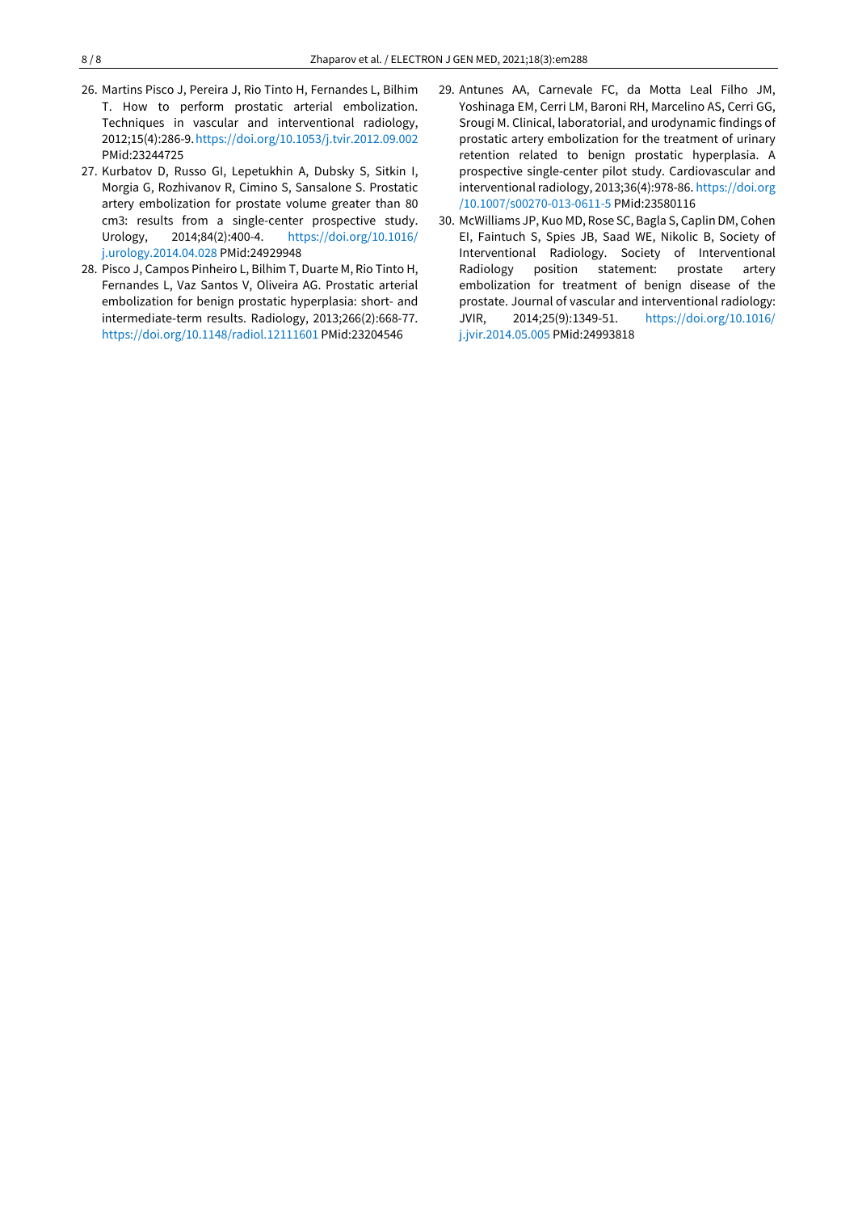26. Martins Pisco J, Pereira J, Rio Tinto H, Fernandes L, Bilhim T. How to perform prostatic arterial embolization. Techniques in vascular and interventional radiology, 2012;15(4):286-9. https://doi.org/10.1053/j.tvir.2012.09.002 PMid:23244725
27. Kurbatov D, Russo GI, Lepetukhin A, Dubsky S, Sitkin I, Morgia G, Rozhivanov R, Cimino S, Sansalone S. Prostatic artery embolization for prostate volume greater than 80 cm3: results from a single-center prospective study. Urology, 2014;84(2):400-4. https://doi.org/10.1016/j.urology.2014.04.028 PMid:24929948
28. Pisco J, Campos Pinheiro L, Bilhim T, Duarte M, Rio Tinto H, Fernandes L, Vaz Santos V, Oliveira AG. Prostatic arterial embolization for benign prostatic hyperplasia: short- and intermediate-term results. Radiology, 2013;266(2):668-77. https://doi.org/10.1148/radiol.12111601 PMid:23204546
29. Antunes AA, Carnevale FC, da Motta Leal Filho JM, Yoshinaga EM, Cerri LM, Baroni RH, Marcelino AS, Cerri GG, Srougi M. Clinical, laboratorial, and urodynamic findings of prostatic artery embolization for the treatment of urinary retention related to benign prostatic hyperplasia. A prospective single-center pilot study. Cardiovascular and interventional radiology, 2013;36(4):978-86. https://doi.org/10.1007/s00270-013-0611-5 PMid:23580116
30. McWilliams JP, Kuo MD, Rose SC, Bagla S, Caplin DM, Cohen EI, Faintuch S, Spies JB, Saad WE, Nikolic B, Society of Interventional Radiology. Society of Interventional Radiology position statement: prostate artery embolization for treatment of benign disease of the prostate. Journal of vascular and interventional radiology: JVIR, 2014;25(9):1349-51. https://doi.org/10.1016/j.jvir.2014.05.005 PMid:24993818